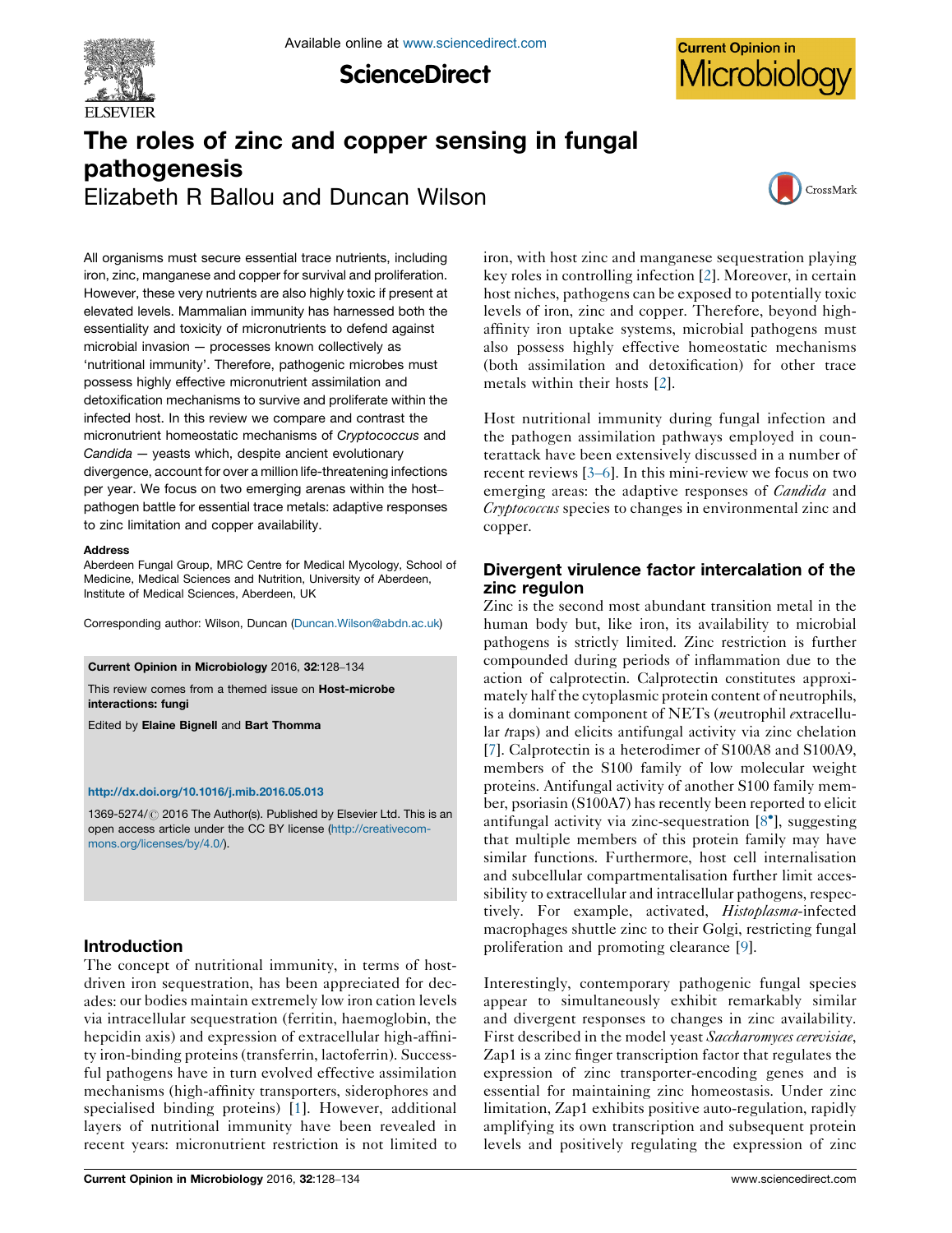# The roles of zinc and copper sensing in fungal pathogenesis

Elizabeth R Ballou and Duncan Wilson

All organisms must secure essential trace nutrients, including iron, zinc, manganese and copper for survival and proliferation. However, these very nutrients are also highly toxic if present at elevated levels. Mammalian immunity has harnessed both the essentiality and toxicity of micronutrients to defend against microbial invasion — processes known collectively as 'nutritional immunity'. Therefore, pathogenic microbes must possess highly effective micronutrient assimilation and detoxification mechanisms to survive and proliferate within the infected host. In this review we compare and contrast the micronutrient homeostatic mechanisms of *Cryptococcus* and *Candida* — yeasts which, despite ancient evolutionary divergence, account for over a million life-threatening infections per year. We focus on two emerging arenas within the host–pathogen battle for essential trace metals: adaptive responses to zinc limitation and copper availability.

**Address**

Aberdeen Fungal Group, MRC Centre for Medical Mycology, School of Medicine, Medical Sciences and Nutrition, University of Aberdeen, Institute of Medical Sciences, Aberdeen, UK

Corresponding author: Wilson, Duncan (Duncan.Wilson@abdn.ac.uk)

**Current Opinion in Microbiology** 2016, **32**:128–134

This review comes from a themed issue on **Host-microbe interactions: fungi**

Edited by **Elaine Bignell** and **Bart Thomma**

http://dx.doi.org/10.1016/j.mib.2016.05.013

1369-5274/© 2016 The Author(s). Published by Elsevier Ltd. This is an open access article under the CC BY license (http://creativecommons.org/licenses/by/4.0/).

## Introduction

The concept of nutritional immunity, in terms of host-driven iron sequestration, has been appreciated for decades: our bodies maintain extremely low iron cation levels via intracellular sequestration (ferritin, haemoglobin, the hepcidin axis) and expression of extracellular high-affinity iron-binding proteins (transferrin, lactoferrin). Successful pathogens have in turn evolved effective assimilation mechanisms (high-affinity transporters, siderophores and specialised binding proteins) [1]. However, additional layers of nutritional immunity have been revealed in recent years: micronutrient restriction is not limited to iron, with host zinc and manganese sequestration playing key roles in controlling infection [2]. Moreover, in certain host niches, pathogens can be exposed to potentially toxic levels of iron, zinc and copper. Therefore, beyond high-affinity iron uptake systems, microbial pathogens must also possess highly effective homeostatic mechanisms (both assimilation and detoxification) for other trace metals within their hosts [2].

Host nutritional immunity during fungal infection and the pathogen assimilation pathways employed in counterattack have been extensively discussed in a number of recent reviews [3–6]. In this mini-review we focus on two emerging areas: the adaptive responses of *Candida* and *Cryptococcus* species to changes in environmental zinc and copper.

## Divergent virulence factor intercalation of the zinc regulon

Zinc is the second most abundant transition metal in the human body but, like iron, its availability to microbial pathogens is strictly limited. Zinc restriction is further compounded during periods of inflammation due to the action of calprotectin. Calprotectin constitutes approximately half the cytoplasmic protein content of neutrophils, is a dominant component of NETs (*n*eutrophil *e*xtracellular *t*raps) and elicits antifungal activity via zinc chelation [7]. Calprotectin is a heterodimer of S100A8 and S100A9, members of the S100 family of low molecular weight proteins. Antifungal activity of another S100 family member, psoriasin (S100A7) has recently been reported to elicit antifungal activity via zinc-sequestration [8•], suggesting that multiple members of this protein family may have similar functions. Furthermore, host cell internalisation and subcellular compartmentalisation further limit accessibility to extracellular and intracellular pathogens, respectively. For example, activated, *Histoplasma*-infected macrophages shuttle zinc to their Golgi, restricting fungal proliferation and promoting clearance [9].

Interestingly, contemporary pathogenic fungal species appear to simultaneously exhibit remarkably similar and divergent responses to changes in zinc availability. First described in the model yeast *Saccharomyces cerevisiae*, Zap1 is a zinc finger transcription factor that regulates the expression of zinc transporter-encoding genes and is essential for maintaining zinc homeostasis. Under zinc limitation, Zap1 exhibits positive auto-regulation, rapidly amplifying its own transcription and subsequent protein levels and positively regulating the expression of zinc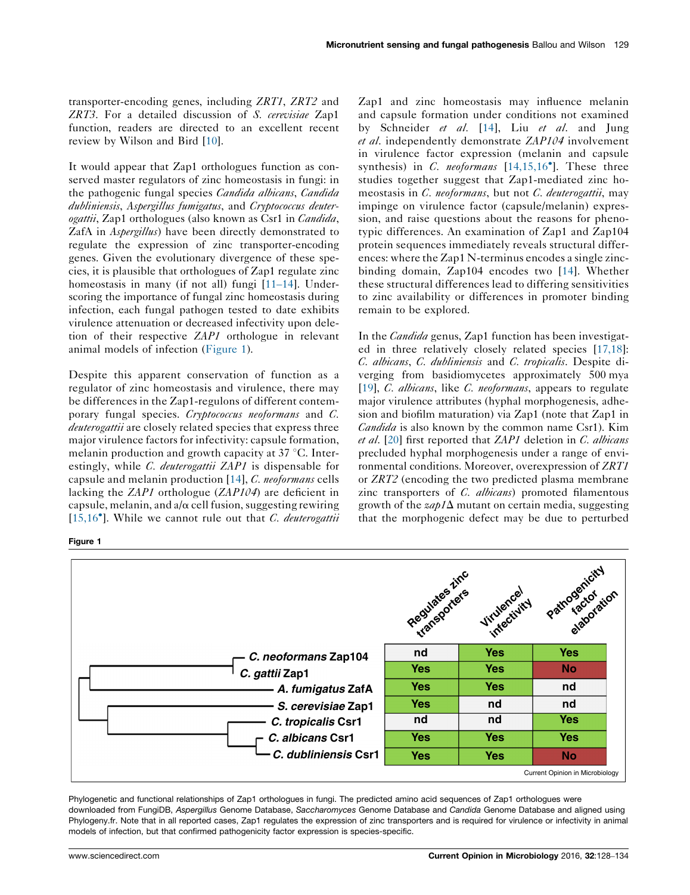transporter-encoding genes, including *ZRT1*, *ZRT2* and *ZRT3*. For a detailed discussion of *S. cerevisiae* Zap1 function, readers are directed to an excellent recent review by Wilson and Bird [10].

It would appear that Zap1 orthologues function as conserved master regulators of zinc homeostasis in fungi: in the pathogenic fungal species *Candida albicans*, *Candida dubliniensis*, *Aspergillus fumigatus*, and *Cryptococcus deuterogattii*, Zap1 orthologues (also known as Csr1 in *Candida*, ZafA in *Aspergillus*) have been directly demonstrated to regulate the expression of zinc transporter-encoding genes. Given the evolutionary divergence of these species, it is plausible that orthologues of Zap1 regulate zinc homeostasis in many (if not all) fungi [11–14]. Underscoring the importance of fungal zinc homeostasis during infection, each fungal pathogen tested to date exhibits virulence attenuation or decreased infectivity upon deletion of their respective *ZAP1* orthologue in relevant animal models of infection (Figure 1).

Despite this apparent conservation of function as a regulator of zinc homeostasis and virulence, there may be differences in the Zap1-regulons of different contemporary fungal species. *Cryptococcus neoformans* and *C. deuterogattii* are closely related species that express three major virulence factors for infectivity: capsule formation, melanin production and growth capacity at 37 °C. Interestingly, while *C. deuterogattii ZAP1* is dispensable for capsule and melanin production [14], *C. neoformans* cells lacking the *ZAP1* orthologue (*ZAP104*) are deficient in capsule, melanin, and a/α cell fusion, suggesting rewiring [15,16•]. While we cannot rule out that *C. deuterogattii* Zap1 and zinc homeostasis may influence melanin and capsule formation under conditions not examined by Schneider *et al.* [14], Liu *et al.* and Jung *et al.* independently demonstrate *ZAP104* involvement in virulence factor expression (melanin and capsule synthesis) in *C. neoformans* [14,15,16•]. These three studies together suggest that Zap1-mediated zinc homeostasis in *C. neoformans*, but not *C. deuterogattii*, may impinge on virulence factor (capsule/melanin) expression, and raise questions about the reasons for phenotypic differences. An examination of Zap1 and Zap104 protein sequences immediately reveals structural differences: where the Zap1 N-terminus encodes a single zinc-binding domain, Zap104 encodes two [14]. Whether these structural differences lead to differing sensitivities to zinc availability or differences in promoter binding remain to be explored.

In the *Candida* genus, Zap1 function has been investigated in three relatively closely related species [17,18]: *C. albicans*, *C. dubliniensis* and *C. tropicalis*. Despite diverging from basidiomycetes approximately 500 mya [19], *C. albicans*, like *C. neoformans*, appears to regulate major virulence attributes (hyphal morphogenesis, adhesion and biofilm maturation) via Zap1 (note that Zap1 in *Candida* is also known by the common name Csr1). Kim *et al.* [20] first reported that *ZAP1* deletion in *C. albicans* precluded hyphal morphogenesis under a range of environmental conditions. Moreover, overexpression of *ZRT1* or *ZRT2* (encoding the two predicted plasma membrane zinc transporters of *C. albicans*) promoted filamentous growth of the *zap1*Δ mutant on certain media, suggesting that the morphogenic defect may be due to perturbed

**Figure 1**

| | Regulates zinc transporters | Virulence/ infectivity | Pathogenicity factor elaboration |
|---|---|---|---|
| ***C. neoformans* Zap104** | nd | Yes | Yes |
| ***C. gattii* Zap1** | Yes | Yes | No |
| ***A. fumigatus* ZafA** | Yes | Yes | nd |
| ***S. cerevisiae* Zap1** | Yes | nd | nd |
| ***C. tropicalis* Csr1** | nd | nd | Yes |
| ***C. albicans* Csr1** | Yes | Yes | Yes |
| ***C. dubliniensis* Csr1** | Yes | Yes | No |

Current Opinion in Microbiology

Phylogenetic and functional relationships of Zap1 orthologues in fungi. The predicted amino acid sequences of Zap1 orthologues were downloaded from FungiDB, *Aspergillus* Genome Database, *Saccharomyces* Genome Database and *Candida* Genome Database and aligned using Phylogeny.fr. Note that in all reported cases, Zap1 regulates the expression of zinc transporters and is required for virulence or infectivity in animal models of infection, but that confirmed pathogenicity factor expression is species-specific.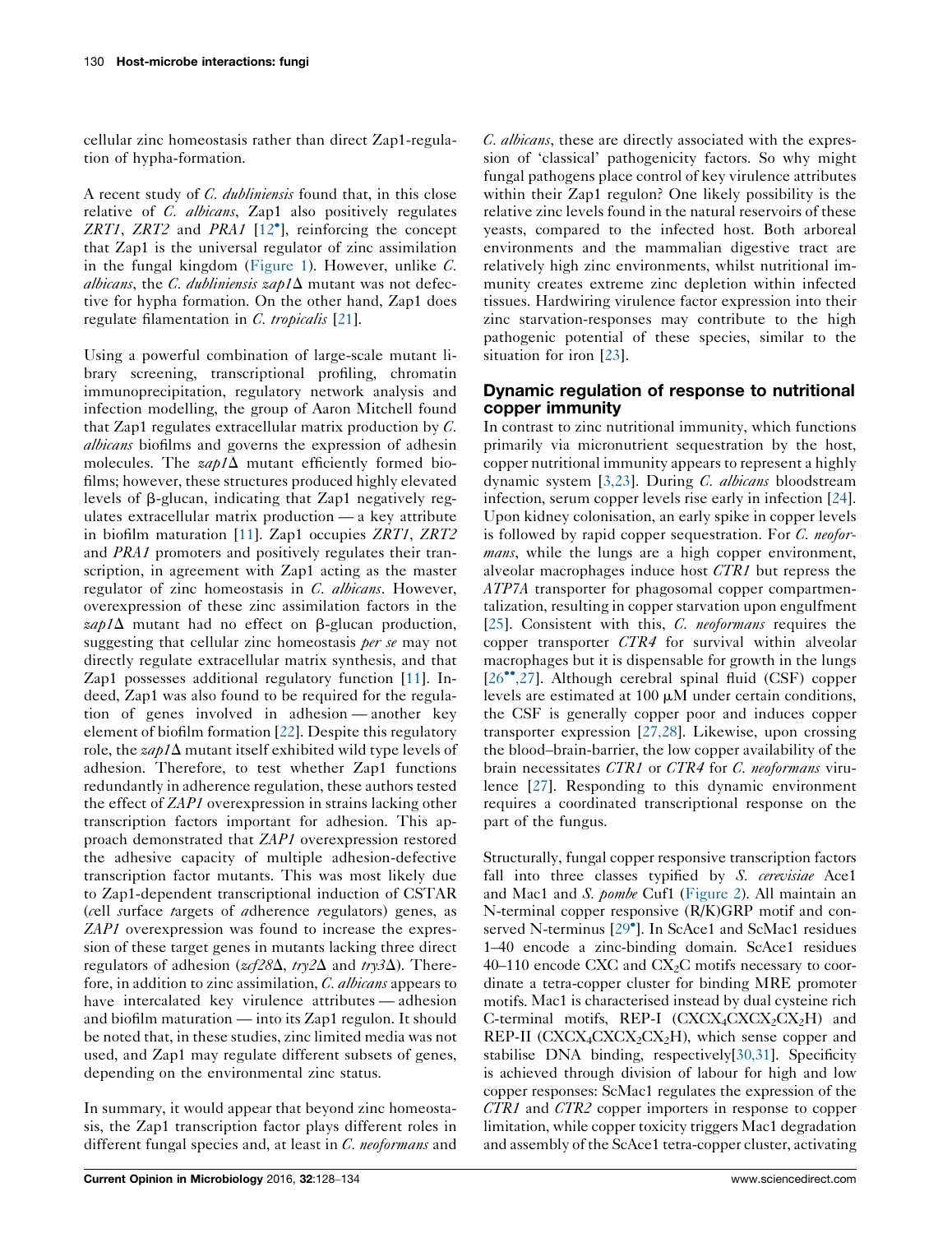cellular zinc homeostasis rather than direct Zap1-regulation of hypha-formation.

A recent study of *C. dubliniensis* found that, in this close relative of *C. albicans*, Zap1 also positively regulates *ZRT1*, *ZRT2* and *PRA1* [12•], reinforcing the concept that Zap1 is the universal regulator of zinc assimilation in the fungal kingdom (Figure 1). However, unlike *C. albicans*, the *C. dubliniensis zap1*Δ mutant was not defective for hypha formation. On the other hand, Zap1 does regulate filamentation in *C. tropicalis* [21].

Using a powerful combination of large-scale mutant library screening, transcriptional profiling, chromatin immunoprecipitation, regulatory network analysis and infection modelling, the group of Aaron Mitchell found that Zap1 regulates extracellular matrix production by *C. albicans* biofilms and governs the expression of adhesin molecules. The *zap1*Δ mutant efficiently formed biofilms; however, these structures produced highly elevated levels of β-glucan, indicating that Zap1 negatively regulates extracellular matrix production — a key attribute in biofilm maturation [11]. Zap1 occupies *ZRT1*, *ZRT2* and *PRA1* promoters and positively regulates their transcription, in agreement with Zap1 acting as the master regulator of zinc homeostasis in *C. albicans*. However, overexpression of these zinc assimilation factors in the *zap1*Δ mutant had no effect on β-glucan production, suggesting that cellular zinc homeostasis *per se* may not directly regulate extracellular matrix synthesis, and that Zap1 possesses additional regulatory function [11]. Indeed, Zap1 was also found to be required for the regulation of genes involved in adhesion — another key element of biofilm formation [22]. Despite this regulatory role, the *zap1*Δ mutant itself exhibited wild type levels of adhesion. Therefore, to test whether Zap1 functions redundantly in adherence regulation, these authors tested the effect of *ZAP1* overexpression in strains lacking other transcription factors important for adhesion. This approach demonstrated that *ZAP1* overexpression restored the adhesive capacity of multiple adhesion-defective transcription factor mutants. This was most likely due to Zap1-dependent transcriptional induction of CSTAR (*c*ell *s*urface *t*argets of *a*dherence *r*egulators) genes, as *ZAP1* overexpression was found to increase the expression of these target genes in mutants lacking three direct regulators of adhesion (*zcf28*Δ, *try2*Δ and *try3*Δ). Therefore, in addition to zinc assimilation, *C. albicans* appears to have intercalated key virulence attributes — adhesion and biofilm maturation — into its Zap1 regulon. It should be noted that, in these studies, zinc limited media was not used, and Zap1 may regulate different subsets of genes, depending on the environmental zinc status.

In summary, it would appear that beyond zinc homeostasis, the Zap1 transcription factor plays different roles in different fungal species and, at least in *C. neoformans* and *C. albicans*, these are directly associated with the expression of 'classical' pathogenicity factors. So why might fungal pathogens place control of key virulence attributes within their Zap1 regulon? One likely possibility is the relative zinc levels found in the natural reservoirs of these yeasts, compared to the infected host. Both arboreal environments and the mammalian digestive tract are relatively high zinc environments, whilst nutritional immunity creates extreme zinc depletion within infected tissues. Hardwiring virulence factor expression into their zinc starvation-responses may contribute to the high pathogenic potential of these species, similar to the situation for iron [23].

## Dynamic regulation of response to nutritional copper immunity

In contrast to zinc nutritional immunity, which functions primarily via micronutrient sequestration by the host, copper nutritional immunity appears to represent a highly dynamic system [3,23]. During *C. albicans* bloodstream infection, serum copper levels rise early in infection [24]. Upon kidney colonisation, an early spike in copper levels is followed by rapid copper sequestration. For *C. neoformans*, while the lungs are a high copper environment, alveolar macrophages induce host *CTR1* but repress the *ATP7A* transporter for phagosomal copper compartmentalization, resulting in copper starvation upon engulfment [25]. Consistent with this, *C. neoformans* requires the copper transporter *CTR4* for survival within alveolar macrophages but it is dispensable for growth in the lungs [26••,27]. Although cerebral spinal fluid (CSF) copper levels are estimated at 100 μM under certain conditions, the CSF is generally copper poor and induces copper transporter expression [27,28]. Likewise, upon crossing the blood–brain-barrier, the low copper availability of the brain necessitates *CTR1* or *CTR4* for *C. neoformans* virulence [27]. Responding to this dynamic environment requires a coordinated transcriptional response on the part of the fungus.

Structurally, fungal copper responsive transcription factors fall into three classes typified by *S. cerevisiae* Ace1 and Mac1 and *S. pombe* Cuf1 (Figure 2). All maintain an N-terminal copper responsive (R/K)GRP motif and conserved N-terminus [29•]. In ScAce1 and ScMac1 residues 1–40 encode a zinc-binding domain. ScAce1 residues 40–110 encode CXC and $CX_2C$ motifs necessary to coordinate a tetra-copper cluster for binding MRE promoter motifs. Mac1 is characterised instead by dual cysteine rich C-terminal motifs, REP-I ($CXCX_4CXCX_2CX_2H$) and REP-II ($CXCX_4CXCX_2CX_2H$), which sense copper and stabilise DNA binding, respectively[30,31]. Specificity is achieved through division of labour for high and low copper responses: ScMac1 regulates the expression of the *CTR1* and *CTR2* copper importers in response to copper limitation, while copper toxicity triggers Mac1 degradation and assembly of the ScAce1 tetra-copper cluster, activating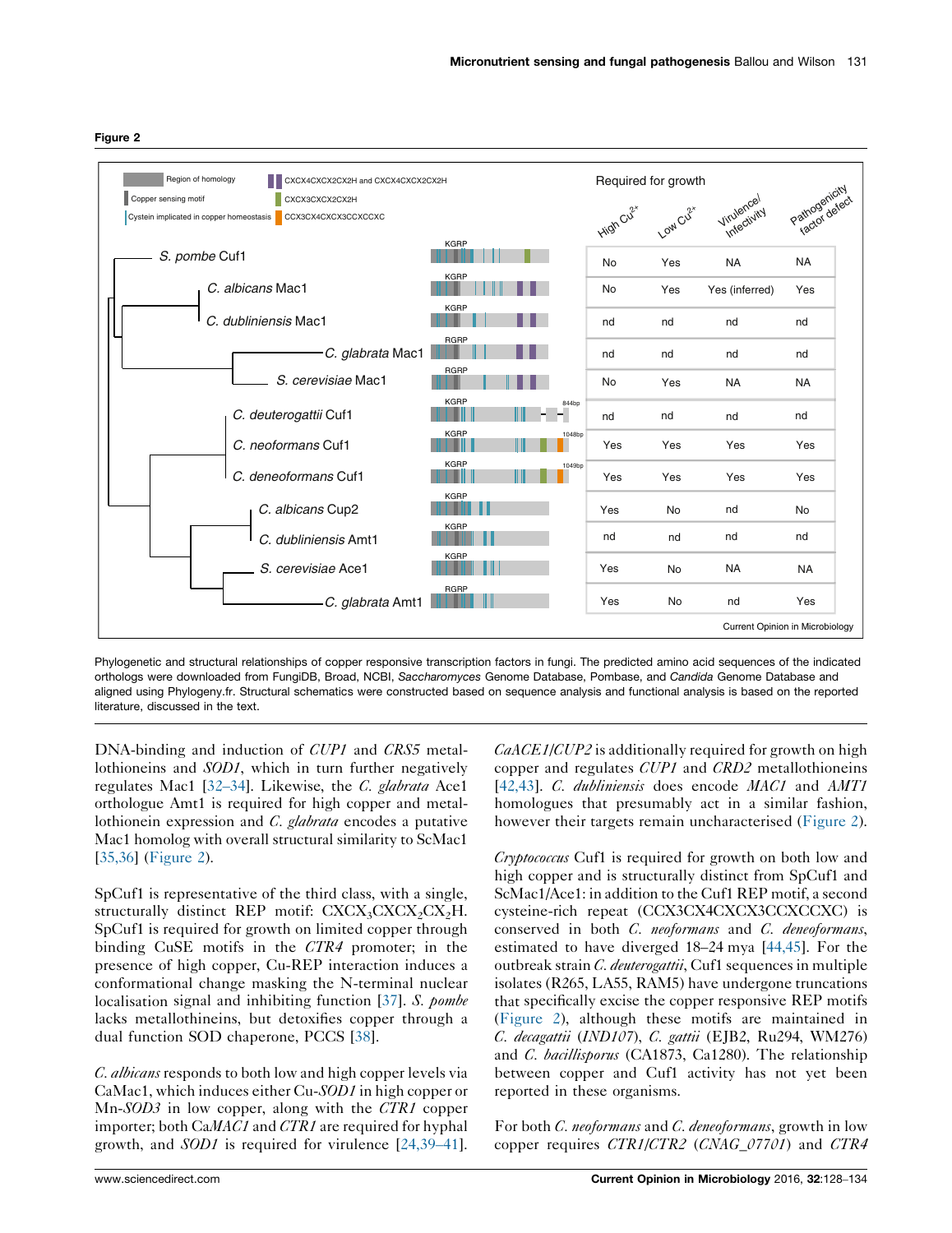**Figure 2**

Region of homology

Copper sensing motif

Cystein implicated in copper homeostasis

CXCX4CXCX2CX2H and CXCX4CXCX2CX2H

CXCX3CXCX2CX2H

CCX3CX4CXCX3CCXCCXC

844bp

1048bp

1049bp

| Transcription factor | Motif | High $Cu^{2+}$ | Low $Cu^{2+}$ | Virulence/ Infectivity | Pathogenicity factor defect |
|---|---|---|---|---|---|
| | | Required for growth | | | |
| *S. pombe* Cuf1 | KGRP | No | Yes | NA | NA |
| *C. albicans* Mac1 | KGRP | No | Yes | Yes (inferred) | Yes |
| *C. dubliniensis* Mac1 | KGRP | nd | nd | nd | nd |
| *C. glabrata* Mac1 | RGRP | nd | nd | nd | nd |
| *S. cerevisiae* Mac1 | RGRP | No | Yes | NA | NA |
| *C. deuterogattii* Cuf1 | KGRP | nd | nd | nd | nd |
| *C. neoformans* Cuf1 | KGRP | Yes | Yes | Yes | Yes |
| *C. deneoformans* Cuf1 | KGRP | Yes | Yes | Yes | Yes |
| *C. albicans* Cup2 | KGRP | Yes | No | nd | No |
| *C. dubliniensis* Amt1 | KGRP | nd | nd | nd | nd |
| *S. cerevisiae* Ace1 | KGRP | Yes | No | NA | NA |
| *C. glabrata* Amt1 | RGRP | Yes | No | nd | Yes |

Current Opinion in Microbiology

Phylogenetic and structural relationships of copper responsive transcription factors in fungi. The predicted amino acid sequences of the indicated orthologs were downloaded from FungiDB, Broad, NCBI, *Saccharomyces* Genome Database, Pombase, and *Candida* Genome Database and aligned using Phylogeny.fr. Structural schematics were constructed based on sequence analysis and functional analysis is based on the reported literature, discussed in the text.

DNA-binding and induction of *CUP1* and *CRS5* metallothioneins and *SOD1*, which in turn further negatively regulates Mac1 [32–34]. Likewise, the *C. glabrata* Ace1 orthologue Amt1 is required for high copper and metallothionein expression and *C. glabrata* encodes a putative Mac1 homolog with overall structural similarity to ScMac1 [35,36] (Figure 2).

SpCuf1 is representative of the third class, with a single, structurally distinct REP motif: $CXCX_3CXCX_2CX_2H$. SpCuf1 is required for growth on limited copper through binding CuSE motifs in the *CTR4* promoter; in the presence of high copper, Cu-REP interaction induces a conformational change masking the N-terminal nuclear localisation signal and inhibiting function [37]. *S. pombe* lacks metallothioneins, but detoxifies copper through a dual function SOD chaperone, PCCS [38].

*C. albicans* responds to both low and high copper levels via CaMac1, which induces either Cu-*SOD1* in high copper or Mn-*SOD3* in low copper, along with the *CTR1* copper importer; both Ca*MAC1* and *CTR1* are required for hyphal growth, and *SOD1* is required for virulence [24,39–41]. *CaACE1/CUP2* is additionally required for growth on high copper and regulates *CUP1* and *CRD2* metallothioneins [42,43]. *C. dubliniensis* does encode *MAC1* and *AMT1* homologues that presumably act in a similar fashion, however their targets remain uncharacterised (Figure 2).

*Cryptococcus* Cuf1 is required for growth on both low and high copper and is structurally distinct from SpCuf1 and ScMac1/Ace1: in addition to the Cuf1 REP motif, a second cysteine-rich repeat (CCX3CX4CXCX3CCXCCXC) is conserved in both *C. neoformans* and *C. deneoformans*, estimated to have diverged 18–24 mya [44,45]. For the outbreak strain *C. deuterogattii*, Cuf1 sequences in multiple isolates (R265, LA55, RAM5) have undergone truncations that specifically excise the copper responsive REP motifs (Figure 2), although these motifs are maintained in *C. decagattii* (*IND107*), *C. gattii* (EJB2, Ru294, WM276) and *C. bacillisporus* (CA1873, Ca1280). The relationship between copper and Cuf1 activity has not yet been reported in these organisms.

For both *C. neoformans* and *C. deneoformans*, growth in low copper requires *CTR1/CTR2* (*CNAG_07701*) and *CTR4*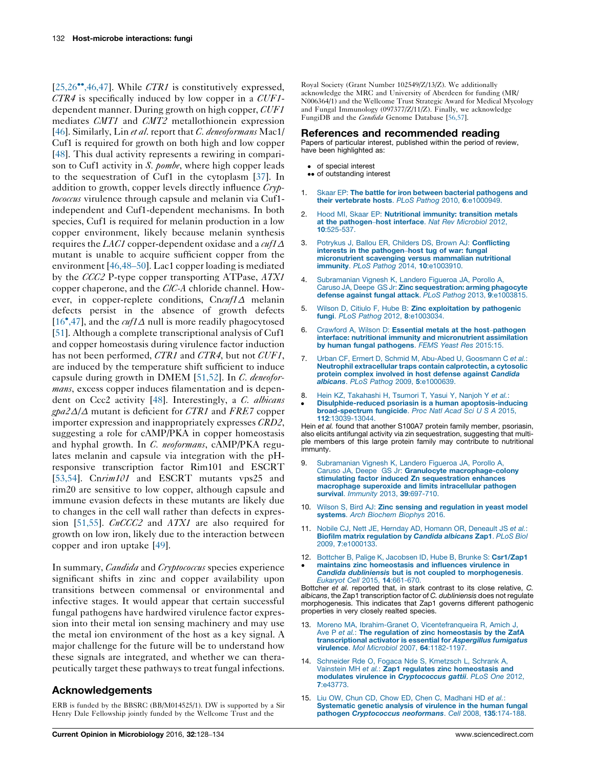[25,26••,46,47]. While *CTR1* is constitutively expressed, *CTR4* is specifically induced by low copper in a *CUF1*-dependent manner. During growth on high copper, *CUF1* mediates *CMT1* and *CMT2* metallothionein expression [46]. Similarly, Lin *et al*. report that *C. deneoformans* Mac1/Cuf1 is required for growth on both high and low copper [48]. This dual activity represents a rewiring in comparison to Cuf1 activity in *S. pombe*, where high copper leads to the sequestration of Cuf1 in the cytoplasm [37]. In addition to growth, copper levels directly influence *Cryptococcus* virulence through capsule and melanin via Cuf1-independent and Cuf1-dependent mechanisms. In both species, Cuf1 is required for melanin production in a low copper environment, likely because melanin synthesis requires the *LAC1* copper-dependent oxidase and a *cuf1Δ* mutant is unable to acquire sufficient copper from the environment [46,48–50]. Lac1 copper loading is mediated by the *CCC2* P-type copper transporting ATPase, *ATX1* copper chaperone, and the *ClC-A* chloride channel. However, in copper-replete conditions, Cn*cuf1Δ* melanin defects persist in the absence of growth defects [16•,47], and the *cuf1Δ* null is more readily phagocytosed [51]. Although a complete transcriptional analysis of Cuf1 and copper homeostasis during virulence factor induction has not been performed, *CTR1* and *CTR4*, but not *CUF1*, are induced by the temperature shift sufficient to induce capsule during growth in DMEM [51,52]. In *C. deneoformans*, excess copper induces filamentation and is dependent on Ccc2 activity [48]. Interestingly, a *C. albicans gpa2Δ/Δ* mutant is deficient for *CTR1* and *FRE7* copper importer expression and inappropriately expresses *CRD2*, suggesting a role for cAMP/PKA in copper homeostasis and hyphal growth. In *C. neoformans*, cAMP/PKA regulates melanin and capsule via integration with the pH-responsive transcription factor Rim101 and ESCRT [53,54]. Cn*rim101* and ESCRT mutants vps25 and rim20 are sensitive to low copper, although capsule and immune evasion defects in these mutants are likely due to changes in the cell wall rather than defects in expression [51,55]. *CnCCC2* and *ATX1* are also required for growth on low iron, likely due to the interaction between copper and iron uptake [49].

In summary, *Candida* and *Cryptococcus* species experience significant shifts in zinc and copper availability upon transitions between commensal or environmental and infective stages. It would appear that certain successful fungal pathogens have hardwired virulence factor expression into their metal ion sensing machinery and may use the metal ion environment of the host as a key signal. A major challenge for the future will be to understand how these signals are integrated, and whether we can therapeutically target these pathways to treat fungal infections.

## Acknowledgements

ERB is funded by the BBSRC (BB/M014525/1). DW is supported by a Sir Henry Dale Fellowship jointly funded by the Wellcome Trust and the Royal Society (Grant Number 102549/Z/13/Z). We additionally acknowledge the MRC and University of Aberdeen for funding (MR/N006364/1) and the Wellcome Trust Strategic Award for Medical Mycology and Fungal Immunology (097377/Z/11/Z). Finally, we acknowledge FungiDB and the *Candida* Genome Database [56,57].

## References and recommended reading

Papers of particular interest, published within the period of review, have been highlighted as:

- • of special interest
- •• of outstanding interest

1. Skaar EP: **The battle for iron between bacterial pathogens and their vertebrate hosts**. *PLoS Pathog* 2010, **6**:e1000949.

2. Hood MI, Skaar EP: **Nutritional immunity: transition metals at the pathogen–host interface**. *Nat Rev Microbiol* 2012, **10**:525-537.

3. Potrykus J, Ballou ER, Childers DS, Brown AJ: **Conflicting interests in the pathogen–host tug of war: fungal micronutrient scavenging versus mammalian nutritional immunity**. *PLoS Pathog* 2014, **10**:e1003910.

4. Subramanian Vignesh K, Landero Figueroa JA, Porollo A, Caruso JA, Deepe GS Jr: **Zinc sequestration: arming phagocyte defense against fungal attack**. *PLoS Pathog* 2013, **9**:e1003815.

5. Wilson D, Citiulo F, Hube B: **Zinc exploitation by pathogenic fungi**. *PLoS Pathog* 2012, **8**:e1003034.

6. Crawford A, Wilson D: **Essential metals at the host–pathogen interface: nutritional immunity and micronutrient assimilation by human fungal pathogens**. *FEMS Yeast Res* 2015:15.

7. Urban CF, Ermert D, Schmid M, Abu-Abed U, Goosmann C *et al.*: **Neutrophil extracellular traps contain calprotectin, a cytosolic protein complex involved in host defense against *Candida albicans***. *PLoS Pathog* 2009, **5**:e1000639.

8. • Hein KZ, Takahashi H, Tsumori T, Yasui Y, Nanjoh Y *et al.*: **Disulphide-reduced psoriasin is a human apoptosis-inducing broad-spectrum fungicide**. *Proc Natl Acad Sci U S A* 2015, **112**:13039-13044.

   Hein *et al.* found that another S100A7 protein family member, psoriasin, also elicits antifungal activity via zin sequestration, suggesting that multiple members of this large protein family may contribute to nutritional immunity.

9. Subramanian Vignesh K, Landero Figueroa JA, Porollo A, Caruso JA, Deepe GS Jr: **Granulocyte macrophage-colony stimulating factor induced Zn sequestration enhances macrophage superoxide and limits intracellular pathogen survival**. *Immunity* 2013, **39**:697-710.

10. Wilson S, Bird AJ: **Zinc sensing and regulation in yeast model systems**. *Arch Biochem Biophys* 2016.

11. Nobile CJ, Nett JE, Hernday AD, Homann OR, Deneault JS *et al.*: **Biofilm matrix regulation by *Candida albicans* Zap1**. *PLoS Biol* 2009, **7**:e1000133.

12. • Bottcher B, Palige K, Jacobsen ID, Hube B, Brunke S: **Csr1/Zap1 maintains zinc homeostasis and influences virulence in *Candida dubliniensis* but is not coupled to morphogenesis**. *Eukaryot Cell* 2015, **14**:661-670.

   Bottcher *et al.* reported that, in stark contrast to its close relative, *C. albicans*, the Zap1 transcription factor of *C. dubliniensis* does not regulate morphogenesis. This indicates that Zap1 governs different pathogenic properties in very closely realted species.

13. Moreno MA, Ibrahim-Granet O, Vicentefranqueira R, Amich J, Ave P *et al.*: **The regulation of zinc homeostasis by the ZafA transcriptional activator is essential for *Aspergillus fumigatus* virulence**. *Mol Microbiol* 2007, **64**:1182-1197.

14. Schneider Rde O, Fogaca Nde S, Kmetzsch L, Schrank A, Vainstein MH *et al.*: **Zap1 regulates zinc homeostasis and modulates virulence in *Cryptococcus gattii***. *PLoS One* 2012, **7**:e43773.

15. Liu OW, Chun CD, Chow ED, Chen C, Madhani HD *et al.*: **Systematic genetic analysis of virulence in the human fungal pathogen *Cryptococcus neoformans***. *Cell* 2008, **135**:174-188.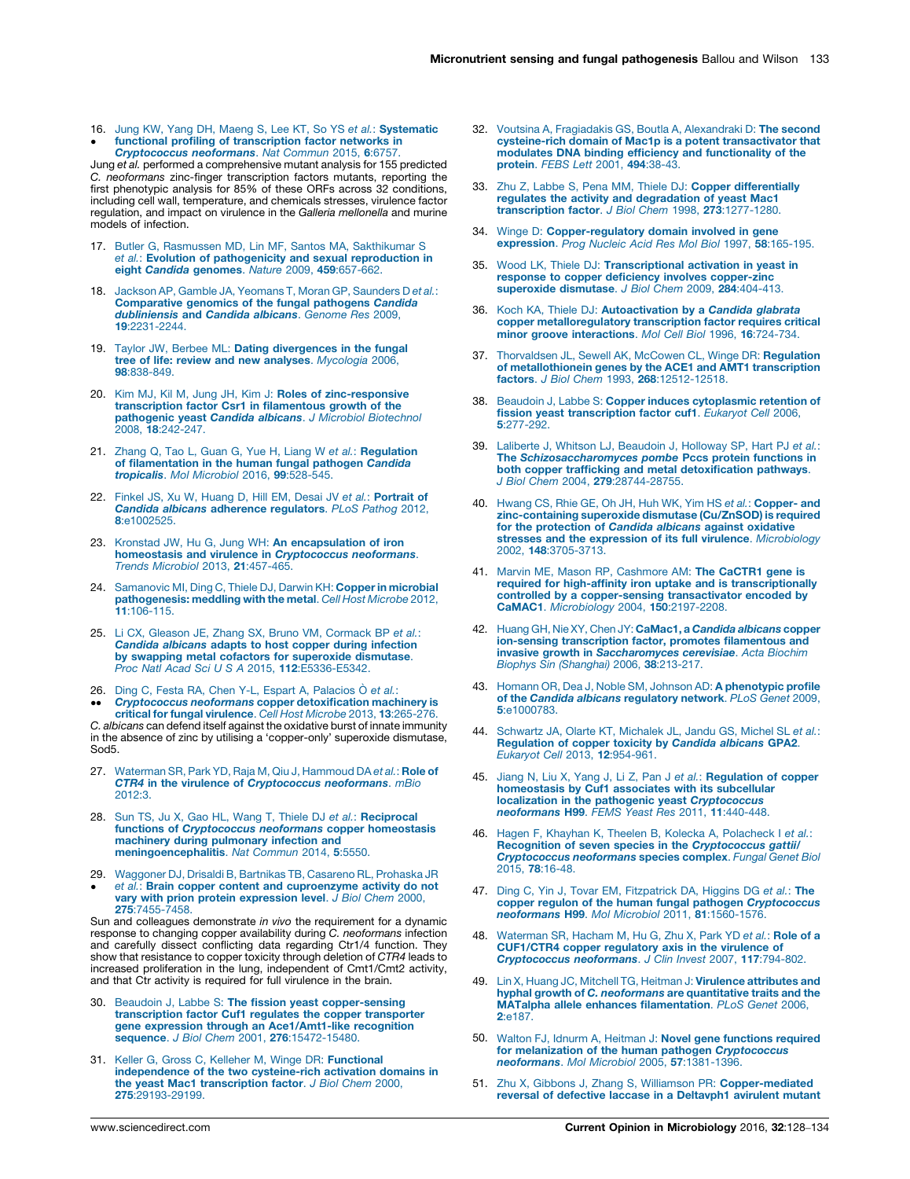16. • Jung KW, Yang DH, Maeng S, Lee KT, So YS *et al.*: **Systematic functional profiling of transcription factor networks in *Cryptococcus neoformans***. *Nat Commun* 2015, **6**:6757.
Jung *et al.* performed a comprehensive mutant analysis for 155 predicted *C. neoformans* zinc-finger transcription factors mutants, reporting the first phenotypic analysis for 85% of these ORFs across 32 conditions, including cell wall, temperature, and chemicals stresses, virulence factor regulation, and impact on virulence in the *Galleria mellonella* and murine models of infection.

17. Butler G, Rasmussen MD, Lin MF, Santos MA, Sakthikumar S *et al.*: **Evolution of pathogenicity and sexual reproduction in eight *Candida* genomes**. *Nature* 2009, **459**:657-662.

18. Jackson AP, Gamble JA, Yeomans T, Moran GP, Saunders D *et al.*: **Comparative genomics of the fungal pathogens *Candida dubliniensis* and *Candida albicans***. *Genome Res* 2009, **19**:2231-2244.

19. Taylor JW, Berbee ML: **Dating divergences in the fungal tree of life: review and new analyses**. *Mycologia* 2006, **98**:838-849.

20. Kim MJ, Kil M, Jung JH, Kim J: **Roles of zinc-responsive transcription factor Csr1 in filamentous growth of the pathogenic yeast *Candida albicans***. *J Microbiol Biotechnol* 2008, **18**:242-247.

21. Zhang Q, Tao L, Guan G, Yue H, Liang W *et al.*: **Regulation of filamentation in the human fungal pathogen *Candida tropicalis***. *Mol Microbiol* 2016, **99**:528-545.

22. Finkel JS, Xu W, Huang D, Hill EM, Desai JV *et al.*: **Portrait of *Candida albicans* adherence regulators**. *PLoS Pathog* 2012, **8**:e1002525.

23. Kronstad JW, Hu G, Jung WH: **An encapsulation of iron homeostasis and virulence in *Cryptococcus neoformans***. *Trends Microbiol* 2013, **21**:457-465.

24. Samanovic MI, Ding C, Thiele DJ, Darwin KH: **Copper in microbial pathogenesis: meddling with the metal**. *Cell Host Microbe* 2012, **11**:106-115.

25. Li CX, Gleason JE, Zhang SX, Bruno VM, Cormack BP *et al.*: ***Candida albicans* adapts to host copper during infection by swapping metal cofactors for superoxide dismutase**. *Proc Natl Acad Sci U S A* 2015, **112**:E5336-E5342.

26. •• Ding C, Festa RA, Chen Y-L, Espart A, Palacios Ò *et al.*: ***Cryptococcus neoformans* copper detoxification machinery is critical for fungal virulence**. *Cell Host Microbe* 2013, **13**:265-276.
*C. albicans* can defend itself against the oxidative burst of innate immunity in the absence of zinc by utilising a 'copper-only' superoxide dismutase, Sod5.

27. Waterman SR, Park YD, Raja M, Qiu J, Hammoud DA *et al.*: **Role of *CTR4* in the virulence of *Cryptococcus neoformans***. *mBio* 2012:3.

28. Sun TS, Ju X, Gao HL, Wang T, Thiele DJ *et al.*: **Reciprocal functions of *Cryptococcus neoformans* copper homeostasis machinery during pulmonary infection and meningoencephalitis**. *Nat Commun* 2014, **5**:5550.

29. • Waggoner DJ, Drisaldi B, Bartnikas TB, Casareno RL, Prohaska JR *et al.*: **Brain copper content and cuproenzyme activity do not vary with prion protein expression level**. *J Biol Chem* 2000, **275**:7455-7458.
Sun and colleagues demonstrate *in vivo* the requirement for a dynamic response to changing copper availability during *C. neoformans* infection and carefully dissect conflicting data regarding Ctr1/4 function. They show that resistance to copper toxicity through deletion of *CTR4* leads to increased proliferation in the lung, independent of Cmt1/Cmt2 activity, and that Ctr activity is required for full virulence in the brain.

30. Beaudoin J, Labbe S: **The fission yeast copper-sensing transcription factor Cuf1 regulates the copper transporter gene expression through an Ace1/Amt1-like recognition sequence**. *J Biol Chem* 2001, **276**:15472-15480.

31. Keller G, Gross C, Kelleher M, Winge DR: **Functional independence of the two cysteine-rich activation domains in the yeast Mac1 transcription factor**. *J Biol Chem* 2000, **275**:29193-29199.

32. Voutsina A, Fragiadakis GS, Boutla A, Alexandraki D: **The second cysteine-rich domain of Mac1p is a potent transactivator that modulates DNA binding efficiency and functionality of the protein**. *FEBS Lett* 2001, **494**:38-43.

33. Zhu Z, Labbe S, Pena MM, Thiele DJ: **Copper differentially regulates the activity and degradation of yeast Mac1 transcription factor**. *J Biol Chem* 1998, **273**:1277-1280.

34. Winge D: **Copper-regulatory domain involved in gene expression**. *Prog Nucleic Acid Res Mol Biol* 1997, **58**:165-195.

35. Wood LK, Thiele DJ: **Transcriptional activation in yeast in response to copper deficiency involves copper-zinc superoxide dismutase**. *J Biol Chem* 2009, **284**:404-413.

36. Koch KA, Thiele DJ: **Autoactivation by a *Candida glabrata* copper metalloregulatory transcription factor requires critical minor groove interactions**. *Mol Cell Biol* 1996, **16**:724-734.

37. Thorvaldsen JL, Sewell AK, McCowen CL, Winge DR: **Regulation of metallothionein genes by the ACE1 and AMT1 transcription factors**. *J Biol Chem* 1993, **268**:12512-12518.

38. Beaudoin J, Labbe S: **Copper induces cytoplasmic retention of fission yeast transcription factor cuf1**. *Eukaryot Cell* 2006, **5**:277-292.

39. Laliberte J, Whitson LJ, Beaudoin J, Holloway SP, Hart PJ *et al.*: **The *Schizosaccharomyces pombe* Pccs protein functions in both copper trafficking and metal detoxification pathways**. *J Biol Chem* 2004, **279**:28744-28755.

40. Hwang CS, Rhie GE, Oh JH, Huh WK, Yim HS *et al.*: **Copper- and zinc-containing superoxide dismutase (Cu/ZnSOD) is required for the protection of *Candida albicans* against oxidative stresses and the expression of its full virulence**. *Microbiology* 2002, **148**:3705-3713.

41. Marvin ME, Mason RP, Cashmore AM: **The CaCTR1 gene is required for high-affinity iron uptake and is transcriptionally controlled by a copper-sensing transactivator encoded by CaMAC1**. *Microbiology* 2004, **150**:2197-2208.

42. Huang GH, Nie XY, Chen JY: **CaMac1, a *Candida albicans* copper ion-sensing transcription factor, promotes filamentous and invasive growth in *Saccharomyces cerevisiae***. *Acta Biochim Biophys Sin (Shanghai)* 2006, **38**:213-217.

43. Homann OR, Dea J, Noble SM, Johnson AD: **A phenotypic profile of the *Candida albicans* regulatory network**. *PLoS Genet* 2009, **5**:e1000783.

44. Schwartz JA, Olarte KT, Michalek JL, Jandu GS, Michel SL *et al.*: **Regulation of copper toxicity by *Candida albicans* GPA2**. *Eukaryot Cell* 2013, **12**:954-961.

45. Jiang N, Liu X, Yang J, Li Z, Pan J *et al.*: **Regulation of copper homeostasis by Cuf1 associates with its subcellular localization in the pathogenic yeast *Cryptococcus neoformans* H99**. *FEMS Yeast Res* 2011, **11**:440-448.

46. Hagen F, Khayhan K, Theelen B, Kolecka A, Polacheck I *et al.*: **Recognition of seven species in the *Cryptococcus gattii*/*Cryptococcus neoformans* species complex**. *Fungal Genet Biol* 2015, **78**:16-48.

47. Ding C, Yin J, Tovar EM, Fitzpatrick DA, Higgins DG *et al.*: **The copper regulon of the human fungal pathogen *Cryptococcus neoformans* H99**. *Mol Microbiol* 2011, **81**:1560-1576.

48. Waterman SR, Hacham M, Hu G, Zhu X, Park YD *et al.*: **Role of a CUF1/CTR4 copper regulatory axis in the virulence of *Cryptococcus neoformans***. *J Clin Invest* 2007, **117**:794-802.

49. Lin X, Huang JC, Mitchell TG, Heitman J: **Virulence attributes and hyphal growth of *C. neoformans* are quantitative traits and the MATalpha allele enhances filamentation**. *PLoS Genet* 2006, **2**:e187.

50. Walton FJ, Idnurm A, Heitman J: **Novel gene functions required for melanization of the human pathogen *Cryptococcus neoformans***. *Mol Microbiol* 2005, **57**:1381-1396.

51. Zhu X, Gibbons J, Zhang S, Williamson PR: **Copper-mediated reversal of defective laccase in a Deltavph1 avirulent mutant**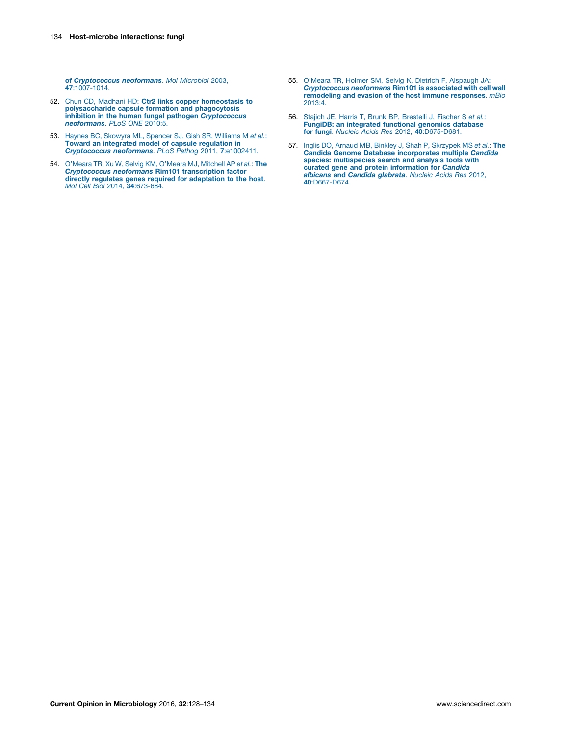of ***Cryptococcus neoformans***. *Mol Microbiol* 2003, **47**:1007-1014.

52. Chun CD, Madhani HD: **Ctr2 links copper homeostasis to polysaccharide capsule formation and phagocytosis inhibition in the human fungal pathogen *Cryptococcus neoformans***. *PLoS ONE* 2010:5.

53. Haynes BC, Skowyra ML, Spencer SJ, Gish SR, Williams M *et al.*: **Toward an integrated model of capsule regulation in *Cryptococcus neoformans***. *PLoS Pathog* 2011, **7**:e1002411.

54. O'Meara TR, Xu W, Selvig KM, O'Meara MJ, Mitchell AP *et al.*: **The *Cryptococcus neoformans* Rim101 transcription factor directly regulates genes required for adaptation to the host**. *Mol Cell Biol* 2014, **34**:673-684.

55. O'Meara TR, Holmer SM, Selvig K, Dietrich F, Alspaugh JA: ***Cryptococcus neoformans* Rim101 is associated with cell wall remodeling and evasion of the host immune responses**. *mBio* 2013:4.

56. Stajich JE, Harris T, Brunk BP, Brestelli J, Fischer S *et al.*: **FungiDB: an integrated functional genomics database for fungi**. *Nucleic Acids Res* 2012, **40**:D675-D681.

57. Inglis DO, Arnaud MB, Binkley J, Shah P, Skrzypek MS *et al.*: **The Candida Genome Database incorporates multiple *Candida* species: multispecies search and analysis tools with curated gene and protein information for *Candida albicans* and *Candida glabrata***. *Nucleic Acids Res* 2012, **40**:D667-D674.